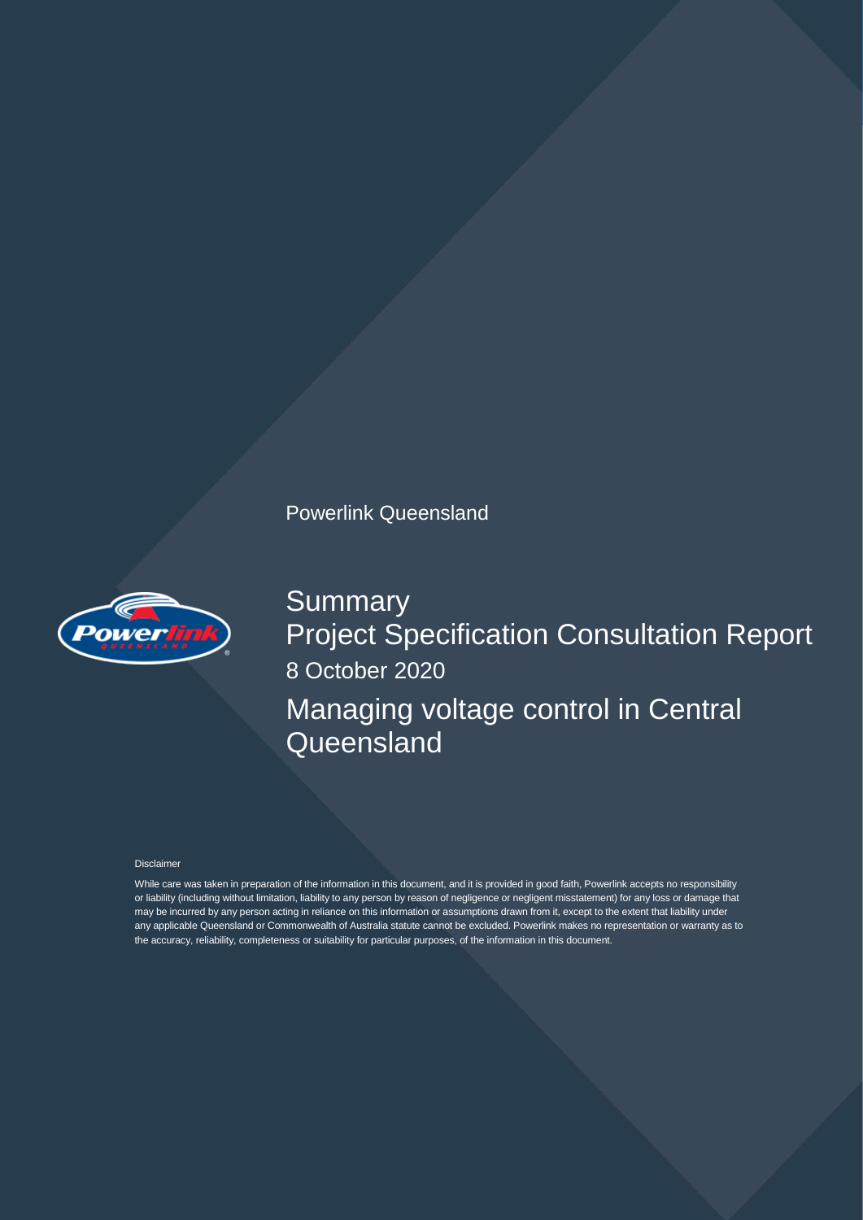Powerlink Queensland

# Summary

## Project Specification Consultation Report

8 October 2020

# Managing voltage control in Central Queensland

Disclaimer

While care was taken in preparation of the information in this document, and it is provided in good faith, Powerlink accepts no responsibility or liability (including without limitation, liability to any person by reason of negligence or negligent misstatement) for any loss or damage that may be incurred by any person acting in reliance on this information or assumptions drawn from it, except to the extent that liability under any applicable Queensland or Commonwealth of Australia statute cannot be excluded. Powerlink makes no representation or warranty as to the accuracy, reliability, completeness or suitability for particular purposes, of the information in this document.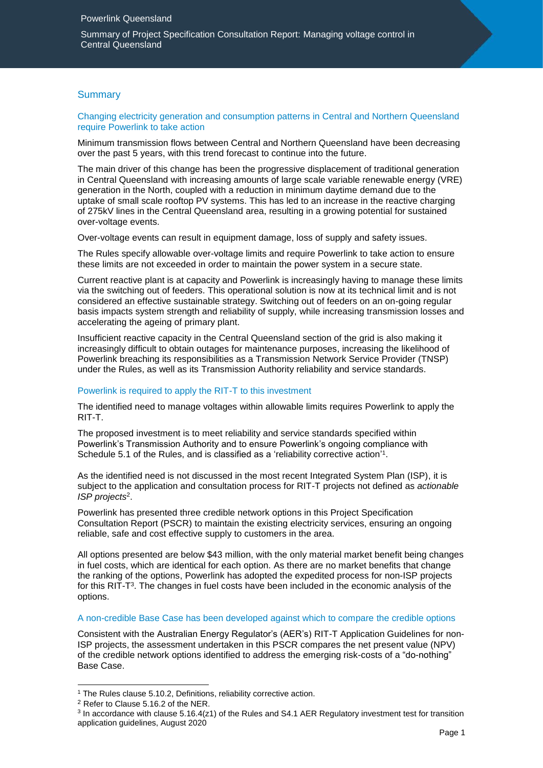## Summary

### Changing electricity generation and consumption patterns in Central and Northern Queensland require Powerlink to take action

Minimum transmission flows between Central and Northern Queensland have been decreasing over the past 5 years, with this trend forecast to continue into the future.

The main driver of this change has been the progressive displacement of traditional generation in Central Queensland with increasing amounts of large scale variable renewable energy (VRE) generation in the North, coupled with a reduction in minimum daytime demand due to the uptake of small scale rooftop PV systems. This has led to an increase in the reactive charging of 275kV lines in the Central Queensland area, resulting in a growing potential for sustained over-voltage events.

Over-voltage events can result in equipment damage, loss of supply and safety issues.

The Rules specify allowable over-voltage limits and require Powerlink to take action to ensure these limits are not exceeded in order to maintain the power system in a secure state.

Current reactive plant is at capacity and Powerlink is increasingly having to manage these limits via the switching out of feeders. This operational solution is now at its technical limit and is not considered an effective sustainable strategy. Switching out of feeders on an on-going regular basis impacts system strength and reliability of supply, while increasing transmission losses and accelerating the ageing of primary plant.

Insufficient reactive capacity in the Central Queensland section of the grid is also making it increasingly difficult to obtain outages for maintenance purposes, increasing the likelihood of Powerlink breaching its responsibilities as a Transmission Network Service Provider (TNSP) under the Rules, as well as its Transmission Authority reliability and service standards.

### Powerlink is required to apply the RIT-T to this investment

The identified need to manage voltages within allowable limits requires Powerlink to apply the RIT-T.

The proposed investment is to meet reliability and service standards specified within Powerlink's Transmission Authority and to ensure Powerlink's ongoing compliance with Schedule 5.1 of the Rules, and is classified as a 'reliability corrective action'[1].

As the identified need is not discussed in the most recent Integrated System Plan (ISP), it is subject to the application and consultation process for RIT-T projects not defined as *actionable ISP projects*[2].

Powerlink has presented three credible network options in this Project Specification Consultation Report (PSCR) to maintain the existing electricity services, ensuring an ongoing reliable, safe and cost effective supply to customers in the area.

All options presented are below $43 million, with the only material market benefit being changes in fuel costs, which are identical for each option. As there are no market benefits that change the ranking of the options, Powerlink has adopted the expedited process for non-ISP projects for this RIT-T[3]. The changes in fuel costs have been included in the economic analysis of the options.

### A non-credible Base Case has been developed against which to compare the credible options

Consistent with the Australian Energy Regulator's (AER's) RIT-T Application Guidelines for non-ISP projects, the assessment undertaken in this PSCR compares the net present value (NPV) of the credible network options identified to address the emerging risk-costs of a "do-nothing" Base Case.

---

[1] The Rules clause 5.10.2, Definitions, reliability corrective action.

[2] Refer to Clause 5.16.2 of the NER.

[3] In accordance with clause 5.16.4(z1) of the Rules and S4.1 AER Regulatory investment test for transition application guidelines, August 2020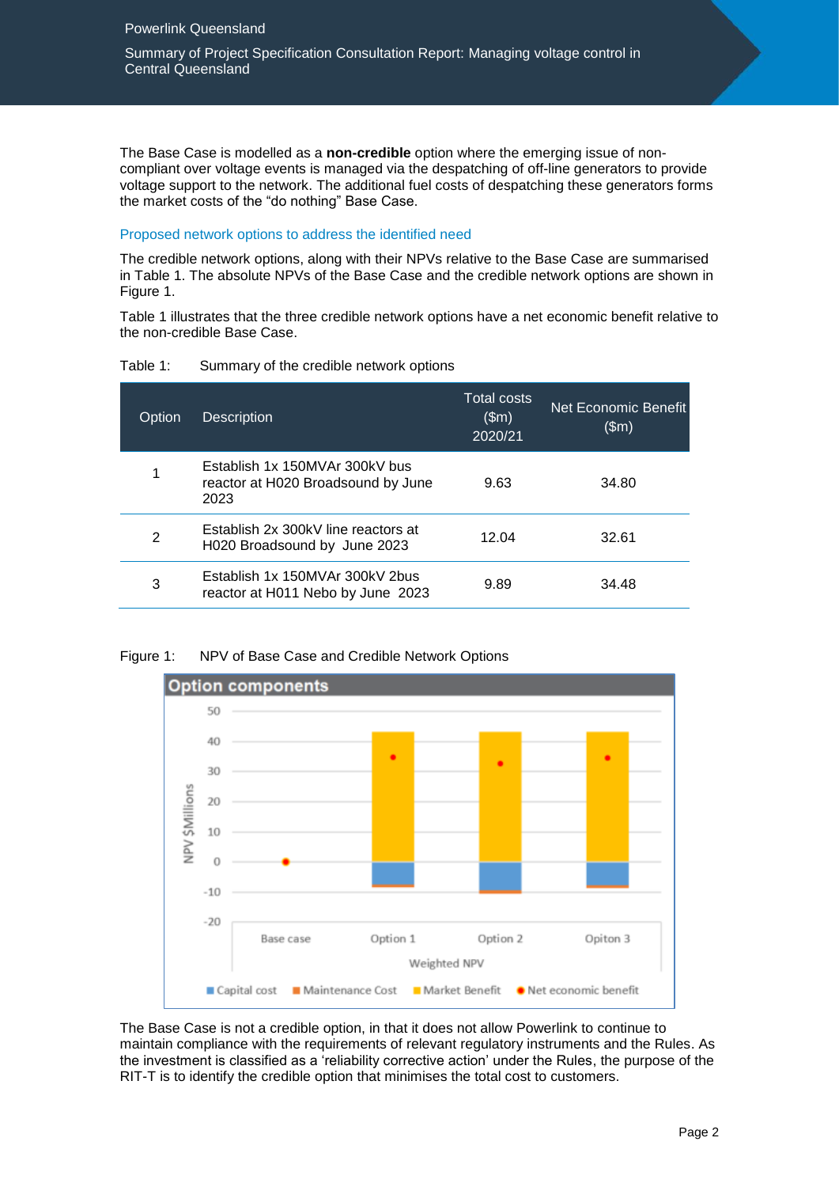The Base Case is modelled as a **non-credible** option where the emerging issue of non-compliant over voltage events is managed via the despatching of off-line generators to provide voltage support to the network. The additional fuel costs of despatching these generators forms the market costs of the "do nothing" Base Case.

## Proposed network options to address the identified need

The credible network options, along with their NPVs relative to the Base Case are summarised in Table 1. The absolute NPVs of the Base Case and the credible network options are shown in Figure 1.

Table 1 illustrates that the three credible network options have a net economic benefit relative to the non-credible Base Case.

Table 1: Summary of the credible network options

| Option | Description | Total costs ($m) 2020/21 | Net Economic Benefit ($m) |
|---|---|---|---|
| 1 | Establish 1x 150MVAr 300kV bus reactor at H020 Broadsound by June 2023 | 9.63 | 34.80 |
| 2 | Establish 2x 300kV line reactors at H020 Broadsound by June 2023 | 12.04 | 32.61 |
| 3 | Establish 1x 150MVAr 300kV 2bus reactor at H011 Nebo by June 2023 | 9.89 | 34.48 |

Figure 1: NPV of Base Case and Credible Network Options

The Base Case is not a credible option, in that it does not allow Powerlink to continue to maintain compliance with the requirements of relevant regulatory instruments and the Rules. As the investment is classified as a 'reliability corrective action' under the Rules, the purpose of the RIT-T is to identify the credible option that minimises the total cost to customers.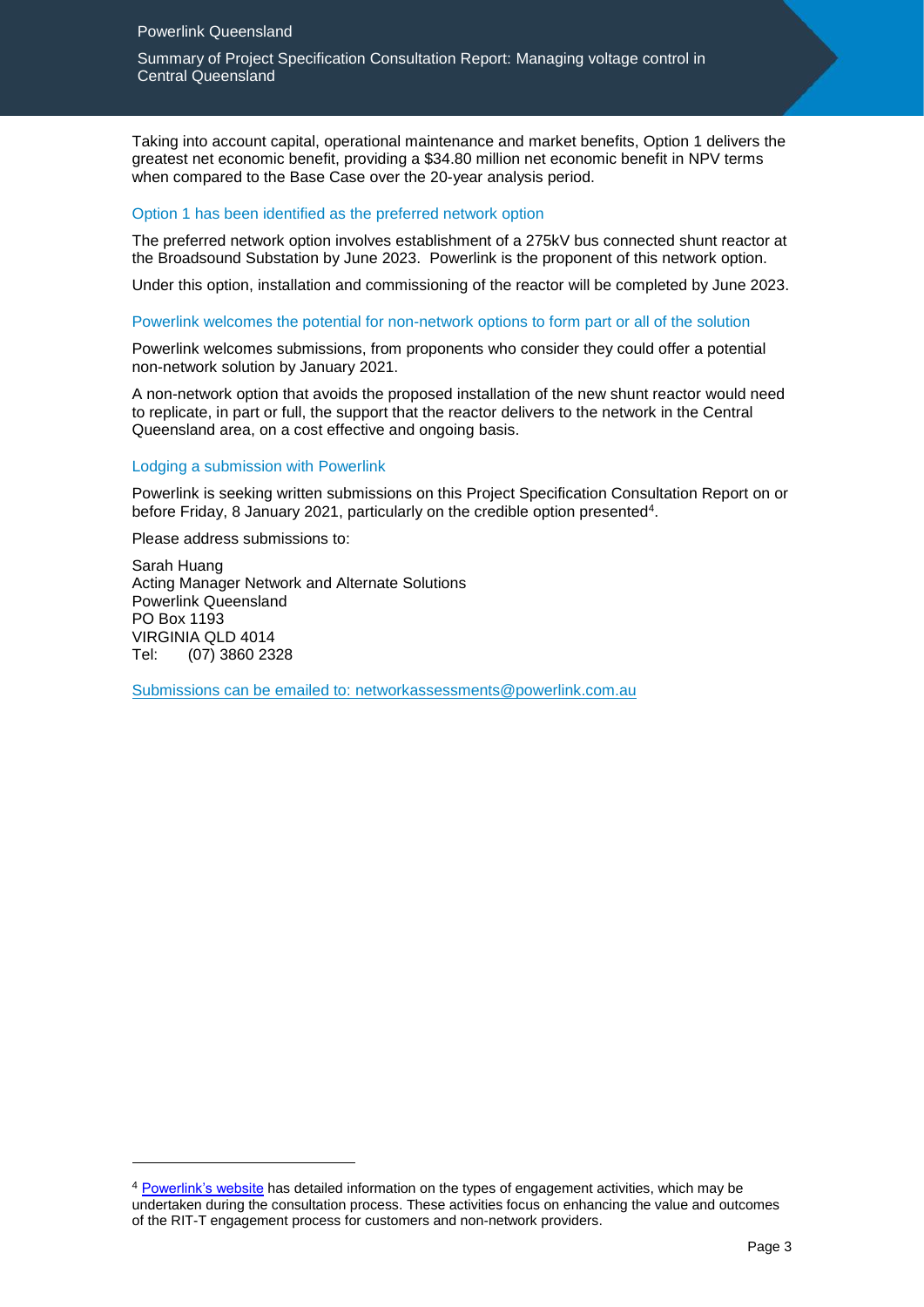Taking into account capital, operational maintenance and market benefits, Option 1 delivers the greatest net economic benefit, providing a $34.80 million net economic benefit in NPV terms when compared to the Base Case over the 20-year analysis period.

## Option 1 has been identified as the preferred network option

The preferred network option involves establishment of a 275kV bus connected shunt reactor at the Broadsound Substation by June 2023. Powerlink is the proponent of this network option.

Under this option, installation and commissioning of the reactor will be completed by June 2023.

## Powerlink welcomes the potential for non-network options to form part or all of the solution

Powerlink welcomes submissions, from proponents who consider they could offer a potential non-network solution by January 2021.

A non-network option that avoids the proposed installation of the new shunt reactor would need to replicate, in part or full, the support that the reactor delivers to the network in the Central Queensland area, on a cost effective and ongoing basis.

## Lodging a submission with Powerlink

Powerlink is seeking written submissions on this Project Specification Consultation Report on or before Friday, 8 January 2021, particularly on the credible option presented[4].

Please address submissions to:

Sarah Huang
Acting Manager Network and Alternate Solutions
Powerlink Queensland
PO Box 1193
VIRGINIA QLD 4014
Tel: (07) 3860 2328

Submissions can be emailed to: networkassessments@powerlink.com.au

---

[4] Powerlink's website has detailed information on the types of engagement activities, which may be undertaken during the consultation process. These activities focus on enhancing the value and outcomes of the RIT-T engagement process for customers and non-network providers.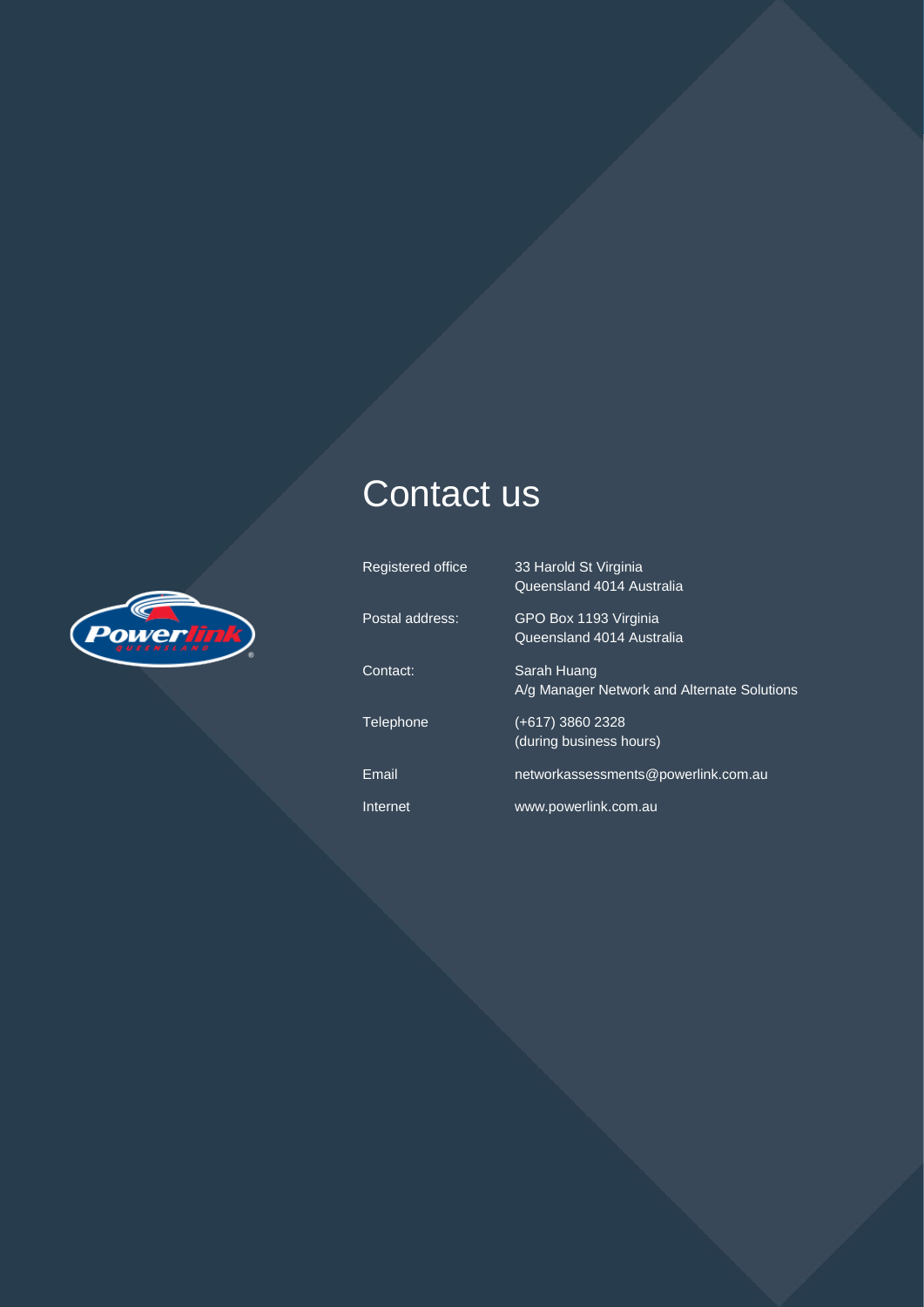# Contact us

| | |
|---|---|
| Registered office | 33 Harold St Virginia<br>Queensland 4014 Australia |
| Postal address: | GPO Box 1193 Virginia<br>Queensland 4014 Australia |
| Contact: | Sarah Huang<br>A/g Manager Network and Alternate Solutions |
| Telephone | (+617) 3860 2328<br>(during business hours) |
| Email | networkassessments@powerlink.com.au |
| Internet | www.powerlink.com.au |